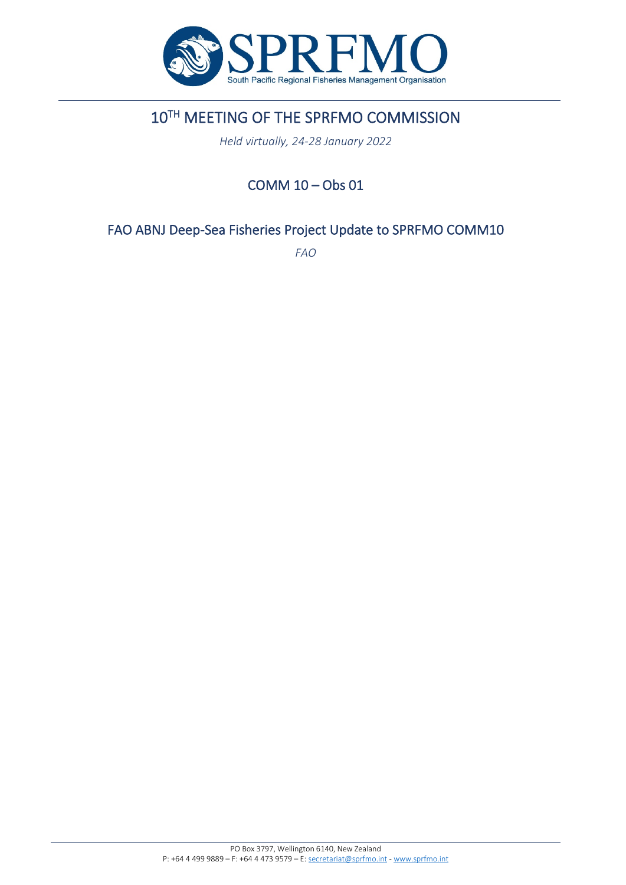# 10TH MEETING OF THE SPRFMO COMMISSION

*Held virtually, 24-28 January 2022*

## COMM 10 – Obs 01

## FAO ABNJ Deep-Sea Fisheries Project Update to SPRFMO COMM10

*FAO*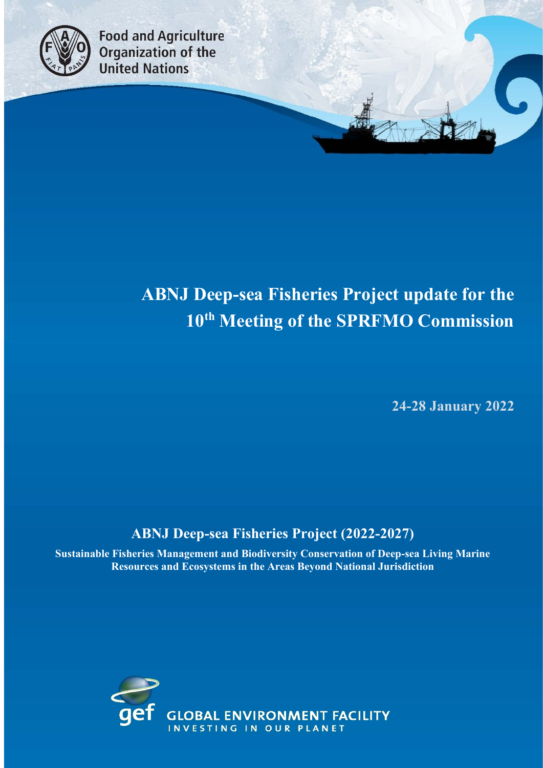Food and Agriculture Organization of the United Nations

# ABNJ Deep-sea Fisheries Project update for the 10th Meeting of the SPRFMO Commission

**24-28 January 2022**

## ABNJ Deep-sea Fisheries Project (2022-2027)

**Sustainable Fisheries Management and Biodiversity Conservation of Deep-sea Living Marine Resources and Ecosystems in the Areas Beyond National Jurisdiction**

GLOBAL ENVIRONMENT FACILITY
INVESTING IN OUR PLANET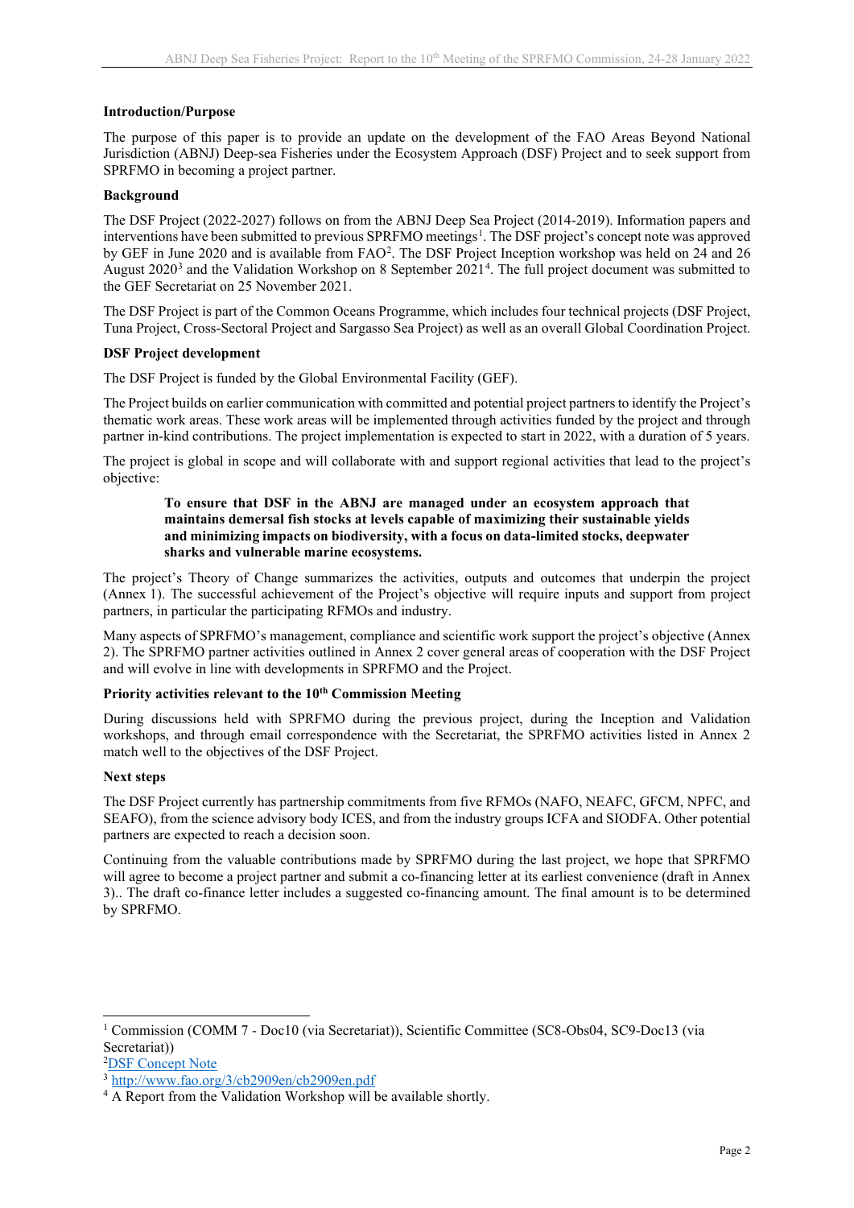**Introduction/Purpose**

The purpose of this paper is to provide an update on the development of the FAO Areas Beyond National Jurisdiction (ABNJ) Deep-sea Fisheries under the Ecosystem Approach (DSF) Project and to seek support from SPRFMO in becoming a project partner.

**Background**

The DSF Project (2022-2027) follows on from the ABNJ Deep Sea Project (2014-2019). Information papers and interventions have been submitted to previous SPRFMO meetings[1]. The DSF project's concept note was approved by GEF in June 2020 and is available from FAO[2]. The DSF Project Inception workshop was held on 24 and 26 August 2020[3] and the Validation Workshop on 8 September 2021[4]. The full project document was submitted to the GEF Secretariat on 25 November 2021.

The DSF Project is part of the Common Oceans Programme, which includes four technical projects (DSF Project, Tuna Project, Cross-Sectoral Project and Sargasso Sea Project) as well as an overall Global Coordination Project.

**DSF Project development**

The DSF Project is funded by the Global Environmental Facility (GEF).

The Project builds on earlier communication with committed and potential project partners to identify the Project's thematic work areas. These work areas will be implemented through activities funded by the project and through partner in-kind contributions. The project implementation is expected to start in 2022, with a duration of 5 years.

The project is global in scope and will collaborate with and support regional activities that lead to the project's objective:

> **To ensure that DSF in the ABNJ are managed under an ecosystem approach that maintains demersal fish stocks at levels capable of maximizing their sustainable yields and minimizing impacts on biodiversity, with a focus on data-limited stocks, deepwater sharks and vulnerable marine ecosystems.**

The project's Theory of Change summarizes the activities, outputs and outcomes that underpin the project (Annex 1). The successful achievement of the Project's objective will require inputs and support from project partners, in particular the participating RFMOs and industry.

Many aspects of SPRFMO's management, compliance and scientific work support the project's objective (Annex 2). The SPRFMO partner activities outlined in Annex 2 cover general areas of cooperation with the DSF Project and will evolve in line with developments in SPRFMO and the Project.

**Priority activities relevant to the 10th Commission Meeting**

During discussions held with SPRFMO during the previous project, during the Inception and Validation workshops, and through email correspondence with the Secretariat, the SPRFMO activities listed in Annex 2 match well to the objectives of the DSF Project.

**Next steps**

The DSF Project currently has partnership commitments from five RFMOs (NAFO, NEAFC, GFCM, NPFC, and SEAFO), from the science advisory body ICES, and from the industry groups ICFA and SIODFA. Other potential partners are expected to reach a decision soon.

Continuing from the valuable contributions made by SPRFMO during the last project, we hope that SPRFMO will agree to become a project partner and submit a co-financing letter at its earliest convenience (draft in Annex 3).. The draft co-finance letter includes a suggested co-financing amount. The final amount is to be determined by SPRFMO.

---

[1] Commission (COMM 7 - Doc10 (via Secretariat)), Scientific Committee (SC8-Obs04, SC9-Doc13 (via Secretariat))

[2] DSF Concept Note

[3] http://www.fao.org/3/cb2909en/cb2909en.pdf

[4] A Report from the Validation Workshop will be available shortly.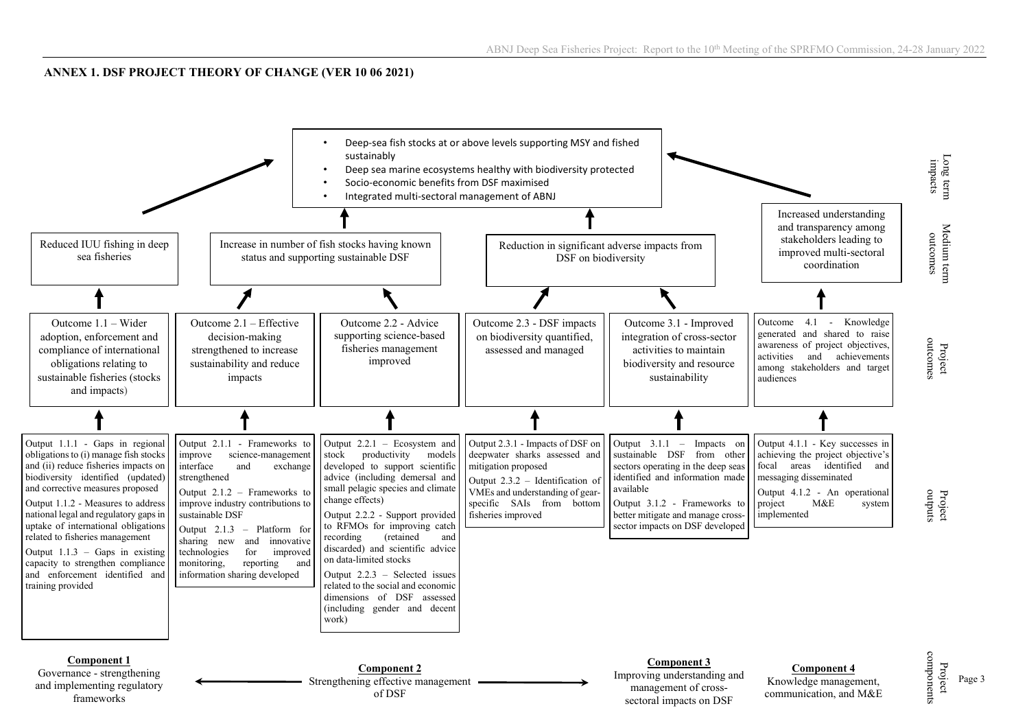# ANNEX 1. DSF PROJECT THEORY OF CHANGE (VER 10 06 2021)

## Long term impacts

- Deep-sea fish stocks at or above levels supporting MSY and fished sustainably
- Deep sea marine ecosystems healthy with biodiversity protected
- Socio-economic benefits from DSF maximised
- Integrated multi-sectoral management of ABNJ

## Medium term outcomes

- Reduced IUU fishing in deep sea fisheries
- Increase in number of fish stocks having known status and supporting sustainable DSF
- Reduction in significant adverse impacts from DSF on biodiversity
- Increased understanding and transparency among stakeholders leading to improved multi-sectoral coordination

## Project outcomes

- Outcome 1.1 – Wider adoption, enforcement and compliance of international obligations relating to sustainable fisheries (stocks and impacts)
- Outcome 2.1 – Effective decision-making strengthened to increase sustainability and reduce impacts
- Outcome 2.2 - Advice supporting science-based fisheries management improved
- Outcome 2.3 - DSF impacts on biodiversity quantified, assessed and managed
- Outcome 3.1 - Improved integration of cross-sector activities to maintain biodiversity and resource sustainability
- Outcome 4.1 - Knowledge generated and shared to raise awareness of project objectives, activities and achievements among stakeholders and target audiences

## Project outputs

**Outcome 1.1:**
- Output 1.1.1 - Gaps in regional obligations to (i) manage fish stocks and (ii) reduce fisheries impacts on biodiversity identified (updated) and corrective measures proposed
- Output 1.1.2 - Measures to address national legal and regulatory gaps in uptake of international obligations related to fisheries management
- Output 1.1.3 – Gaps in existing capacity to strengthen compliance and enforcement identified and training provided

**Outcome 2.1:**
- Output 2.1.1 - Frameworks to improve science-management interface and exchange strengthened
- Output 2.1.2 – Frameworks to improve industry contributions to sustainable DSF
- Output 2.1.3 – Platform for sharing new and innovative technologies for improved monitoring, reporting and information sharing developed

**Outcome 2.2:**
- Output 2.2.1 – Ecosystem and stock productivity models developed to support scientific advice (including demersal and small pelagic species and climate change effects)
- Output 2.2.2 - Support provided to RFMOs for improving catch recording (retained and discarded) and scientific advice on data-limited stocks
- Output 2.2.3 – Selected issues related to the social and economic dimensions of DSF assessed (including gender and decent work)

**Outcome 2.3:**
- Output 2.3.1 - Impacts of DSF on deepwater sharks assessed and mitigation proposed
- Output 2.3.2 – Identification of VMEs and understanding of gear-specific SAIs from bottom fisheries improved

**Outcome 3.1:**
- Output 3.1.1 – Impacts on sustainable DSF from other sectors operating in the deep seas identified and information made available
- Output 3.1.2 - Frameworks to better mitigate and manage cross-sector impacts on DSF developed

**Outcome 4.1:**
- Output 4.1.1 - Key successes in achieving the project objective's focal areas identified and messaging disseminated
- Output 4.1.2 - An operational project M&E system implemented

## Project components

- **Component 1** – Governance - strengthening and implementing regulatory frameworks
- **Component 2** – Strengthening effective management of DSF
- **Component 3** – Improving understanding and management of cross-sectoral impacts on DSF
- **Component 4** – Knowledge management, communication, and M&E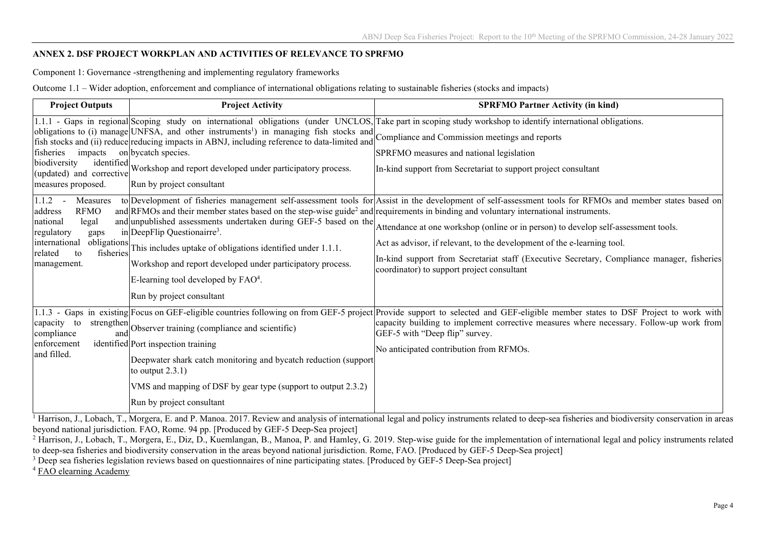## ANNEX 2. DSF PROJECT WORKPLAN AND ACTIVITIES OF RELEVANCE TO SPRFMO

Component 1: Governance -strengthening and implementing regulatory frameworks

Outcome 1.1 – Wider adoption, enforcement and compliance of international obligations relating to sustainable fisheries (stocks and impacts)

| Project Outputs | Project Activity | SPRFMO Partner Activity (in kind) |
|---|---|---|
| 1.1.1 - Gaps in regional obligations to (i) manage fish stocks and (ii) reduce fisheries impacts on biodiversity identified (updated) and corrective measures proposed. | Scoping study on international obligations (under UNCLOS, UNFSA, and other instruments[1]) in managing fish stocks and reducing impacts in ABNJ, including reference to data-limited and bycatch species.<br><br>Workshop and report developed under participatory process.<br><br>Run by project consultant | Take part in scoping study workshop to identify international obligations.<br><br>Compliance and Commission meetings and reports<br><br>SPRFMO measures and national legislation<br><br>In-kind support from Secretariat to support project consultant |
| 1.1.2 - Measures to address RFMO and national legal and regulatory gaps in international obligations related to fisheries management. | Development of fisheries management self-assessment tools for RFMOs and their member states based on the step-wise guide[2] and unpublished assessments undertaken during GEF-5 based on the DeepFlip Questionairre[3].<br><br>This includes uptake of obligations identified under 1.1.1.<br><br>Workshop and report developed under participatory process.<br><br>E-learning tool developed by FAO[4].<br><br>Run by project consultant | Assist in the development of self-assessment tools for RFMOs and member states based on requirements in binding and voluntary international instruments.<br><br>Attendance at one workshop (online or in person) to develop self-assessment tools.<br><br>Act as advisor, if relevant, to the development of the e-learning tool.<br><br>In-kind support from Secretariat staff (Executive Secretary, Compliance manager, fisheries coordinator) to support project consultant |
| 1.1.3 - Gaps in existing capacity to strengthen compliance and enforcement identified and filled. | Focus on GEF-eligible countries following on from GEF-5 project<br><br>Observer training (compliance and scientific)<br><br>Port inspection training<br><br>Deepwater shark catch monitoring and bycatch reduction (support to output 2.3.1)<br><br>VMS and mapping of DSF by gear type (support to output 2.3.2)<br><br>Run by project consultant | Provide support to selected and GEF-eligible member states to DSF Project to work with capacity building to implement corrective measures where necessary. Follow-up work from GEF-5 with "Deep flip" survey.<br><br>No anticipated contribution from RFMOs. |

[1] Harrison, J., Lobach, T., Morgera, E. and P. Manoa. 2017. Review and analysis of international legal and policy instruments related to deep-sea fisheries and biodiversity conservation in areas beyond national jurisdiction. FAO, Rome. 94 pp. [Produced by GEF-5 Deep-Sea project]

[2] Harrison, J., Lobach, T., Morgera, E., Diz, D., Kuemlangan, B., Manoa, P. and Hamley, G. 2019. Step-wise guide for the implementation of international legal and policy instruments related to deep-sea fisheries and biodiversity conservation in the areas beyond national jurisdiction. Rome, FAO. [Produced by GEF-5 Deep-Sea project]

[3] Deep sea fisheries legislation reviews based on questionnaires of nine participating states. [Produced by GEF-5 Deep-Sea project]

[4] FAO elearning Academy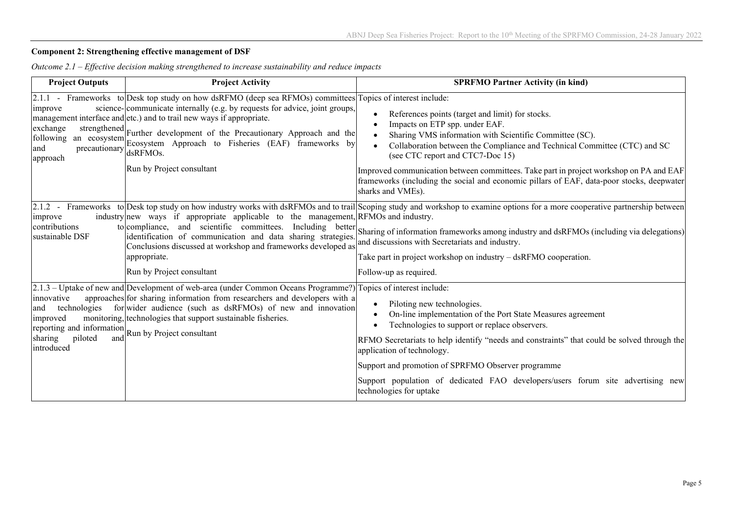**Component 2: Strengthening effective management of DSF**

*Outcome 2.1 – Effective decision making strengthened to increase sustainability and reduce impacts*

| Project Outputs | Project Activity | SPRFMO Partner Activity (in kind) |
|---|---|---|
| 2.1.1 - Frameworks to improve science-management interface and exchange strengthened following an ecosystem and precautionary approach | Desk top study on how dsRFMO (deep sea RFMOs) committees communicate internally (e.g. by requests for advice, joint groups, etc.) and to trail new ways if appropriate.<br><br>Further development of the Precautionary Approach and the Ecosystem Approach to Fisheries (EAF) frameworks by dsRFMOs.<br><br>Run by Project consultant | Topics of interest include:<br>• References points (target and limit) for stocks.<br>• Impacts on ETP spp. under EAF.<br>• Sharing VMS information with Scientific Committee (SC).<br>• Collaboration between the Compliance and Technical Committee (CTC) and SC (see CTC report and CTC7-Doc 15)<br><br>Improved communication between committees. Take part in project workshop on PA and EAF frameworks (including the social and economic pillars of EAF, data-poor stocks, deepwater sharks and VMEs). |
| 2.1.2 - Frameworks to improve industry contributions to sustainable DSF | Desk top study on how industry works with dsRFMOs and to trail new ways if appropriate applicable to the management, compliance, and scientific committees. Including better identification of communication and data sharing strategies. Conclusions discussed at workshop and frameworks developed as appropriate.<br><br>Run by Project consultant | Scoping study and workshop to examine options for a more cooperative partnership between RFMOs and industry.<br><br>Sharing of information frameworks among industry and dsRFMOs (including via delegations) and discussions with Secretariats and industry.<br><br>Take part in project workshop on industry – dsRFMO cooperation.<br><br>Follow-up as required. |
| 2.1.3 – Uptake of new and innovative approaches and technologies for improved monitoring, reporting and information sharing piloted and introduced | Development of web-area (under Common Oceans Programme?) for sharing information from researchers and developers with a wider audience (such as dsRFMOs) of new and innovation technologies that support sustainable fisheries.<br><br>Run by Project consultant | Topics of interest include:<br>• Piloting new technologies.<br>• On-line implementation of the Port State Measures agreement<br>• Technologies to support or replace observers.<br><br>RFMO Secretariats to help identify "needs and constraints" that could be solved through the application of technology.<br><br>Support and promotion of SPRFMO Observer programme<br><br>Support population of dedicated FAO developers/users forum site advertising new technologies for uptake |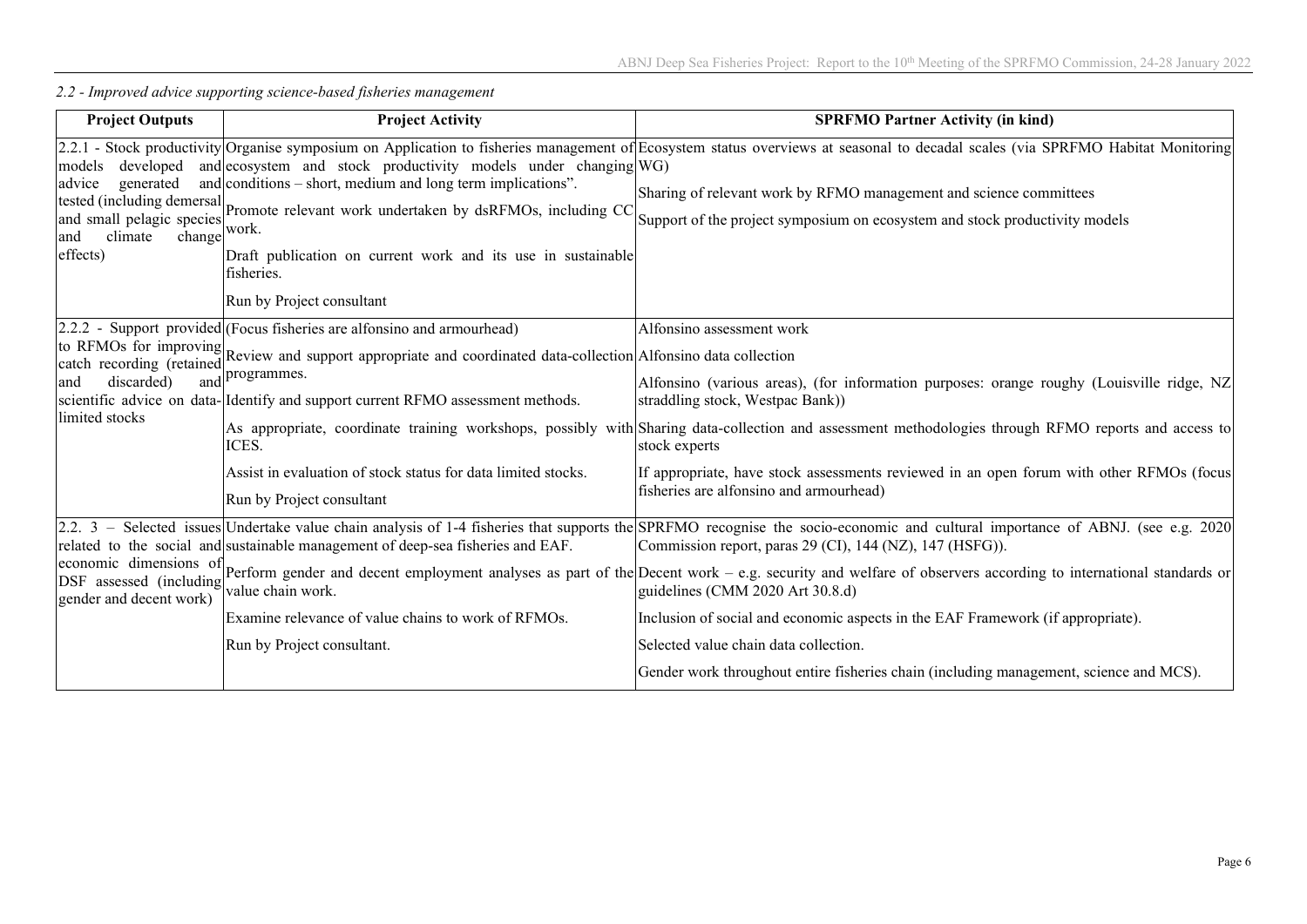*2.2 - Improved advice supporting science-based fisheries management*

| Project Outputs | Project Activity | SPRFMO Partner Activity (in kind) |
|---|---|---|
| 2.2.1 - Stock productivity models developed and advice generated and tested (including demersal and small pelagic species and climate change effects) | Organise symposium on Application to fisheries management of ecosystem and stock productivity models under changing conditions – short, medium and long term implications".<br><br>Promote relevant work undertaken by dsRFMOs, including CC work.<br><br>Draft publication on current work and its use in sustainable fisheries.<br><br>Run by Project consultant | Ecosystem status overviews at seasonal to decadal scales (via SPRFMO Habitat Monitoring WG)<br><br>Sharing of relevant work by RFMO management and science committees<br><br>Support of the project symposium on ecosystem and stock productivity models |
| 2.2.2 - Support provided to RFMOs for improving catch recording (retained and discarded) and scientific advice on data-limited stocks | (Focus fisheries are alfonsino and armourhead)<br><br>Review and support appropriate and coordinated data-collection programmes.<br><br>Identify and support current RFMO assessment methods.<br><br>As appropriate, coordinate training workshops, possibly with ICES.<br><br>Assist in evaluation of stock status for data limited stocks.<br><br>Run by Project consultant | Alfonsino assessment work<br><br>Alfonsino data collection<br><br>Alfonsino (various areas), (for information purposes: orange roughy (Louisville ridge, NZ straddling stock, Westpac Bank))<br><br>Sharing data-collection and assessment methodologies through RFMO reports and access to stock experts<br><br>If appropriate, have stock assessments reviewed in an open forum with other RFMOs (focus fisheries are alfonsino and armourhead) |
| 2.2. 3 – Selected issues related to the social and economic dimensions of DSF assessed (including gender and decent work) | Undertake value chain analysis of 1-4 fisheries that supports the sustainable management of deep-sea fisheries and EAF.<br><br>Perform gender and decent employment analyses as part of the value chain work.<br><br>Examine relevance of value chains to work of RFMOs.<br><br>Run by Project consultant. | SPRFMO recognise the socio-economic and cultural importance of ABNJ. (see e.g. 2020 Commission report, paras 29 (CI), 144 (NZ), 147 (HSFG)).<br><br>Decent work – e.g. security and welfare of observers according to international standards or guidelines (CMM 2020 Art 30.8.d)<br><br>Inclusion of social and economic aspects in the EAF Framework (if appropriate).<br><br>Selected value chain data collection.<br><br>Gender work throughout entire fisheries chain (including management, science and MCS). |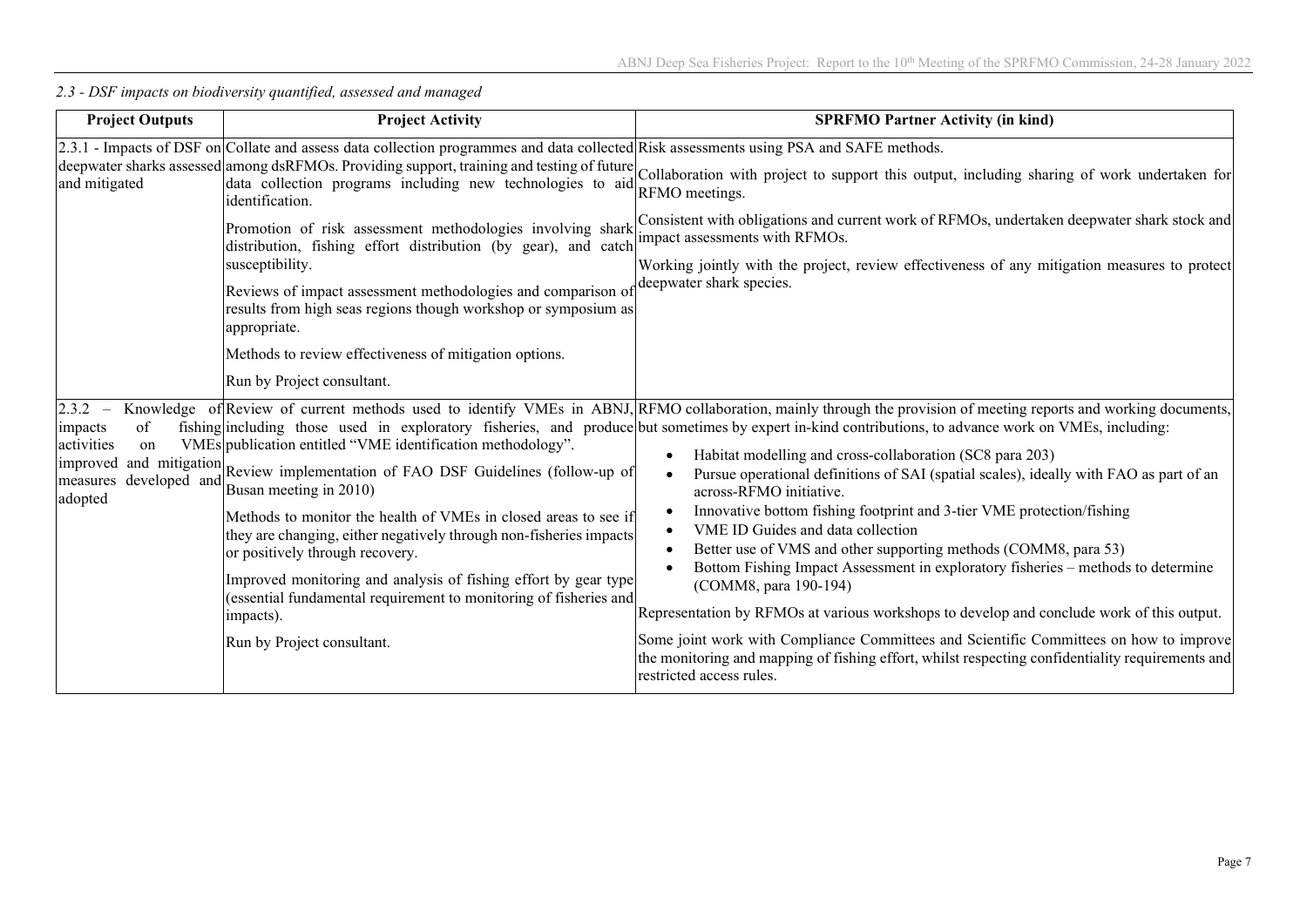*2.3 - DSF impacts on biodiversity quantified, assessed and managed*

| Project Outputs | Project Activity | SPRFMO Partner Activity (in kind) |
|---|---|---|
| 2.3.1 - Impacts of DSF on deepwater sharks assessed and mitigated | Collate and assess data collection programmes and data collected among dsRFMOs. Providing support, training and testing of future data collection programs including new technologies to aid identification.<br><br>Promotion of risk assessment methodologies involving shark distribution, fishing effort distribution (by gear), and catch susceptibility.<br><br>Reviews of impact assessment methodologies and comparison of results from high seas regions though workshop or symposium as appropriate.<br><br>Methods to review effectiveness of mitigation options.<br><br>Run by Project consultant. | Risk assessments using PSA and SAFE methods.<br><br>Collaboration with project to support this output, including sharing of work undertaken for RFMO meetings.<br><br>Consistent with obligations and current work of RFMOs, undertaken deepwater shark stock and impact assessments with RFMOs.<br><br>Working jointly with the project, review effectiveness of any mitigation measures to protect deepwater shark species. |
| 2.3.2 – Knowledge of impacts of fishing activities on VMEs improved and mitigation measures developed and adopted | Review of current methods used to identify VMEs in ABNJ, including those used in exploratory fisheries, and produce publication entitled "VME identification methodology".<br><br>Review implementation of FAO DSF Guidelines (follow-up of Busan meeting in 2010)<br><br>Methods to monitor the health of VMEs in closed areas to see if they are changing, either negatively through non-fisheries impacts or positively through recovery.<br><br>Improved monitoring and analysis of fishing effort by gear type (essential fundamental requirement to monitoring of fisheries and impacts).<br><br>Run by Project consultant. | RFMO collaboration, mainly through the provision of meeting reports and working documents, but sometimes by expert in-kind contributions, to advance work on VMEs, including:<br>• Habitat modelling and cross-collaboration (SC8 para 203)<br>• Pursue operational definitions of SAI (spatial scales), ideally with FAO as part of an across-RFMO initiative.<br>• Innovative bottom fishing footprint and 3-tier VME protection/fishing<br>• VME ID Guides and data collection<br>• Better use of VMS and other supporting methods (COMM8, para 53)<br>• Bottom Fishing Impact Assessment in exploratory fisheries – methods to determine (COMM8, para 190-194)<br><br>Representation by RFMOs at various workshops to develop and conclude work of this output.<br><br>Some joint work with Compliance Committees and Scientific Committees on how to improve the monitoring and mapping of fishing effort, whilst respecting confidentiality requirements and restricted access rules. |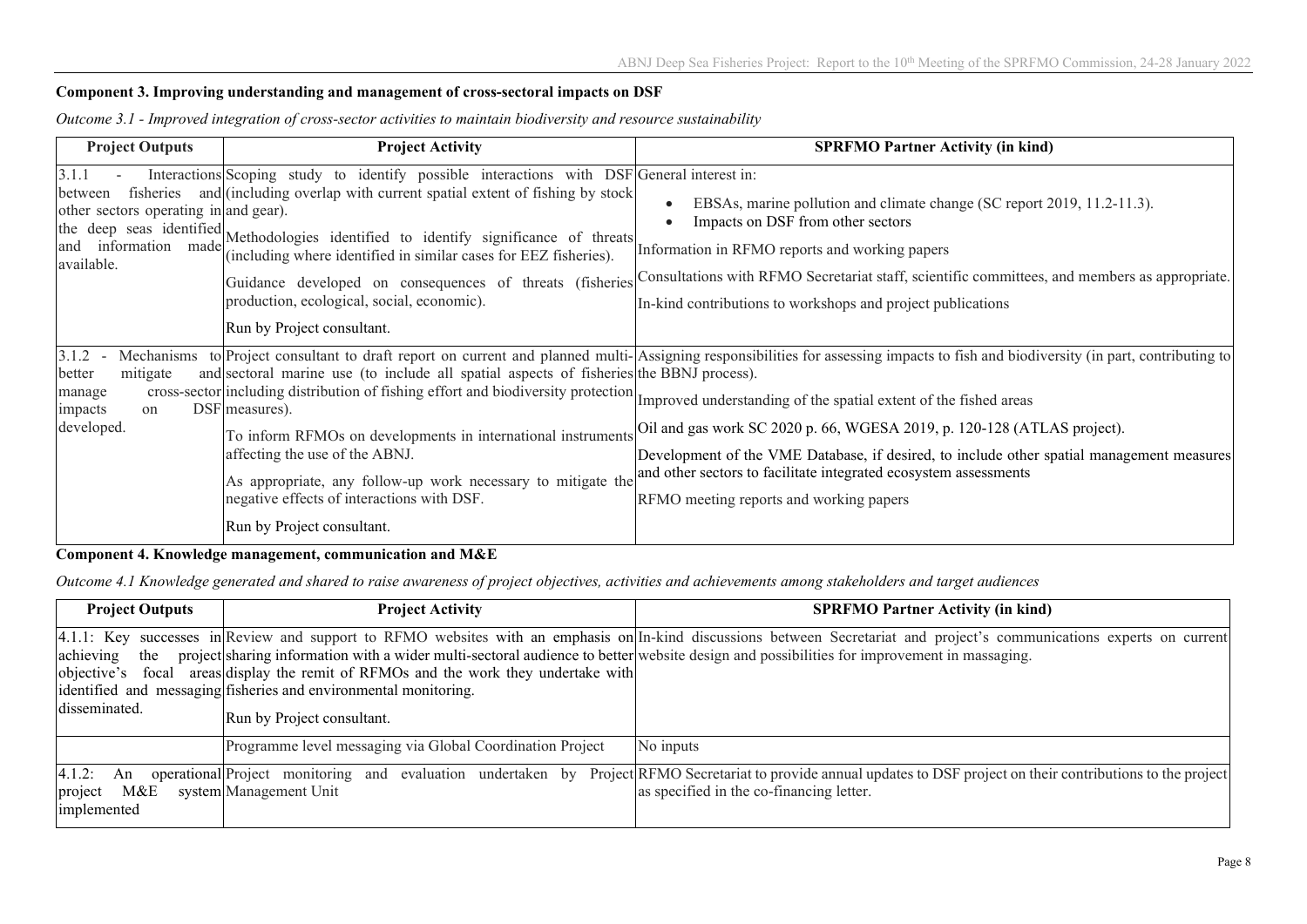**Component 3. Improving understanding and management of cross-sectoral impacts on DSF**

*Outcome 3.1 - Improved integration of cross-sector activities to maintain biodiversity and resource sustainability*

| Project Outputs | Project Activity | SPRFMO Partner Activity (in kind) |
|---|---|---|
| 3.1.1 - Interactions between fisheries and other sectors operating in the deep seas identified and information made available. | Scoping study to identify possible interactions with DSF (including overlap with current spatial extent of fishing by stock and gear).<br><br>Methodologies identified to identify significance of threats (including where identified in similar cases for EEZ fisheries).<br><br>Guidance developed on consequences of threats (fisheries production, ecological, social, economic).<br><br>Run by Project consultant. | General interest in:<br>• EBSAs, marine pollution and climate change (SC report 2019, 11.2-11.3).<br>• Impacts on DSF from other sectors<br><br>Information in RFMO reports and working papers<br><br>Consultations with RFMO Secretariat staff, scientific committees, and members as appropriate.<br><br>In-kind contributions to workshops and project publications |
| 3.1.2 - Mechanisms to better mitigate and manage cross-sector impacts on DSF developed. | Project consultant to draft report on current and planned multi-sectoral marine use (to include all spatial aspects of fisheries including distribution of fishing effort and biodiversity protection measures).<br><br>To inform RFMOs on developments in international instruments affecting the use of the ABNJ.<br><br>As appropriate, any follow-up work necessary to mitigate the negative effects of interactions with DSF.<br><br>Run by Project consultant. | Assigning responsibilities for assessing impacts to fish and biodiversity (in part, contributing to the BBNJ process).<br><br>Improved understanding of the spatial extent of the fished areas<br><br>Oil and gas work SC 2020 p. 66, WGESA 2019, p. 120-128 (ATLAS project).<br><br>Development of the VME Database, if desired, to include other spatial management measures and other sectors to facilitate integrated ecosystem assessments<br><br>RFMO meeting reports and working papers |

**Component 4. Knowledge management, communication and M&E**

*Outcome 4.1 Knowledge generated and shared to raise awareness of project objectives, activities and achievements among stakeholders and target audiences*

| Project Outputs | Project Activity | SPRFMO Partner Activity (in kind) |
|---|---|---|
| 4.1.1: Key successes in achieving the project objective's focal areas identified and messaging disseminated. | Review and support to RFMO websites with an emphasis on sharing information with a wider multi-sectoral audience to better display the remit of RFMOs and the work they undertake with fisheries and environmental monitoring.<br><br>Run by Project consultant. | In-kind discussions between Secretariat and project's communications experts on current website design and possibilities for improvement in massaging. |
| | Programme level messaging via Global Coordination Project | No inputs |
| 4.1.2: An operational project M&E system implemented | Project monitoring and evaluation undertaken by Project Management Unit | RFMO Secretariat to provide annual updates to DSF project on their contributions to the project as specified in the co-financing letter. |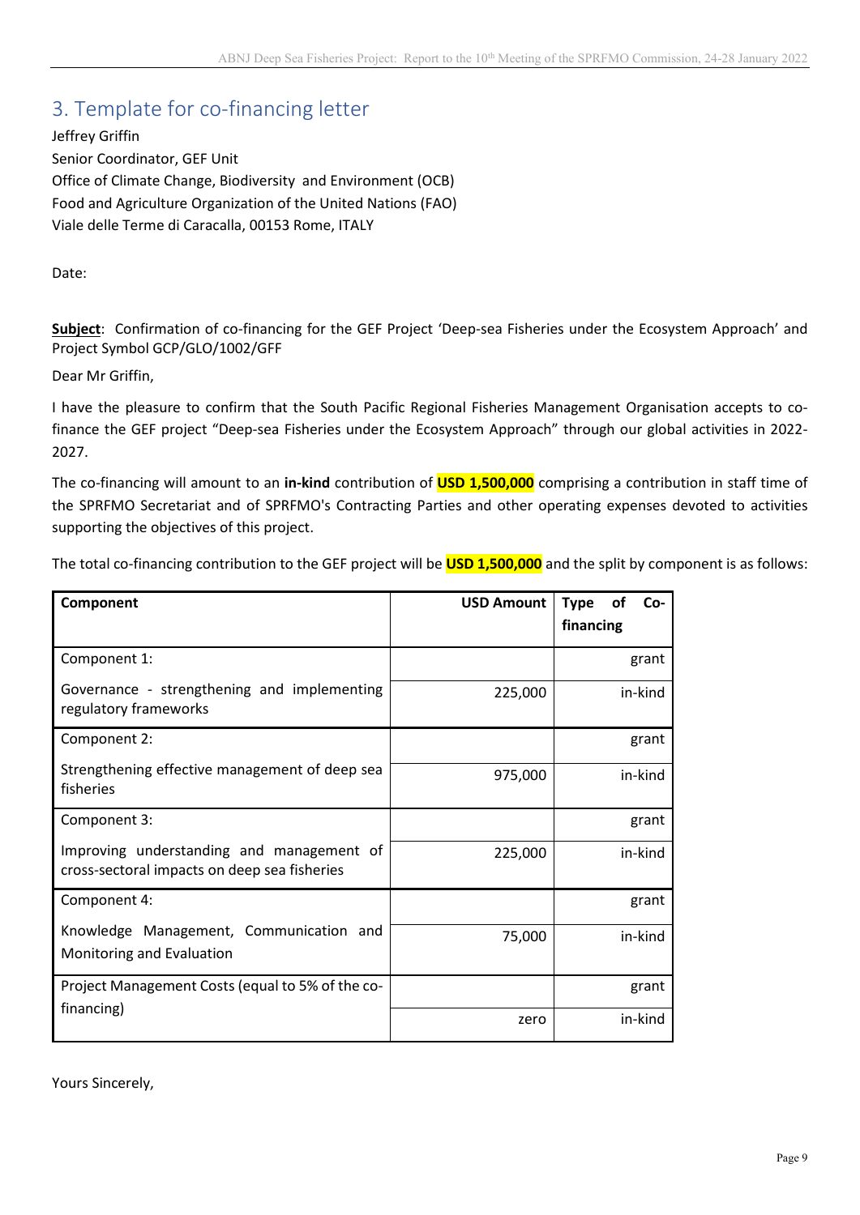## 3. Template for co-financing letter

Jeffrey Griffin
Senior Coordinator, GEF Unit
Office of Climate Change, Biodiversity and Environment (OCB)
Food and Agriculture Organization of the United Nations (FAO)
Viale delle Terme di Caracalla, 00153 Rome, ITALY

Date:

**Subject**: Confirmation of co-financing for the GEF Project 'Deep-sea Fisheries under the Ecosystem Approach' and Project Symbol GCP/GLO/1002/GFF

Dear Mr Griffin,

I have the pleasure to confirm that the South Pacific Regional Fisheries Management Organisation accepts to co-finance the GEF project "Deep-sea Fisheries under the Ecosystem Approach" through our global activities in 2022-2027.

The co-financing will amount to an **in-kind** contribution of **USD 1,500,000** comprising a contribution in staff time of the SPRFMO Secretariat and of SPRFMO's Contracting Parties and other operating expenses devoted to activities supporting the objectives of this project.

The total co-financing contribution to the GEF project will be **USD 1,500,000** and the split by component is as follows:

| Component | USD Amount | Type of Co-financing |
|---|---|---|
| Component 1: | | grant |
| Governance - strengthening and implementing regulatory frameworks | 225,000 | in-kind |
| Component 2: | | grant |
| Strengthening effective management of deep sea fisheries | 975,000 | in-kind |
| Component 3: | | grant |
| Improving understanding and management of cross-sectoral impacts on deep sea fisheries | 225,000 | in-kind |
| Component 4: | | grant |
| Knowledge Management, Communication and Monitoring and Evaluation | 75,000 | in-kind |
| Project Management Costs (equal to 5% of the co-financing) | | grant |
| | zero | in-kind |

Yours Sincerely,